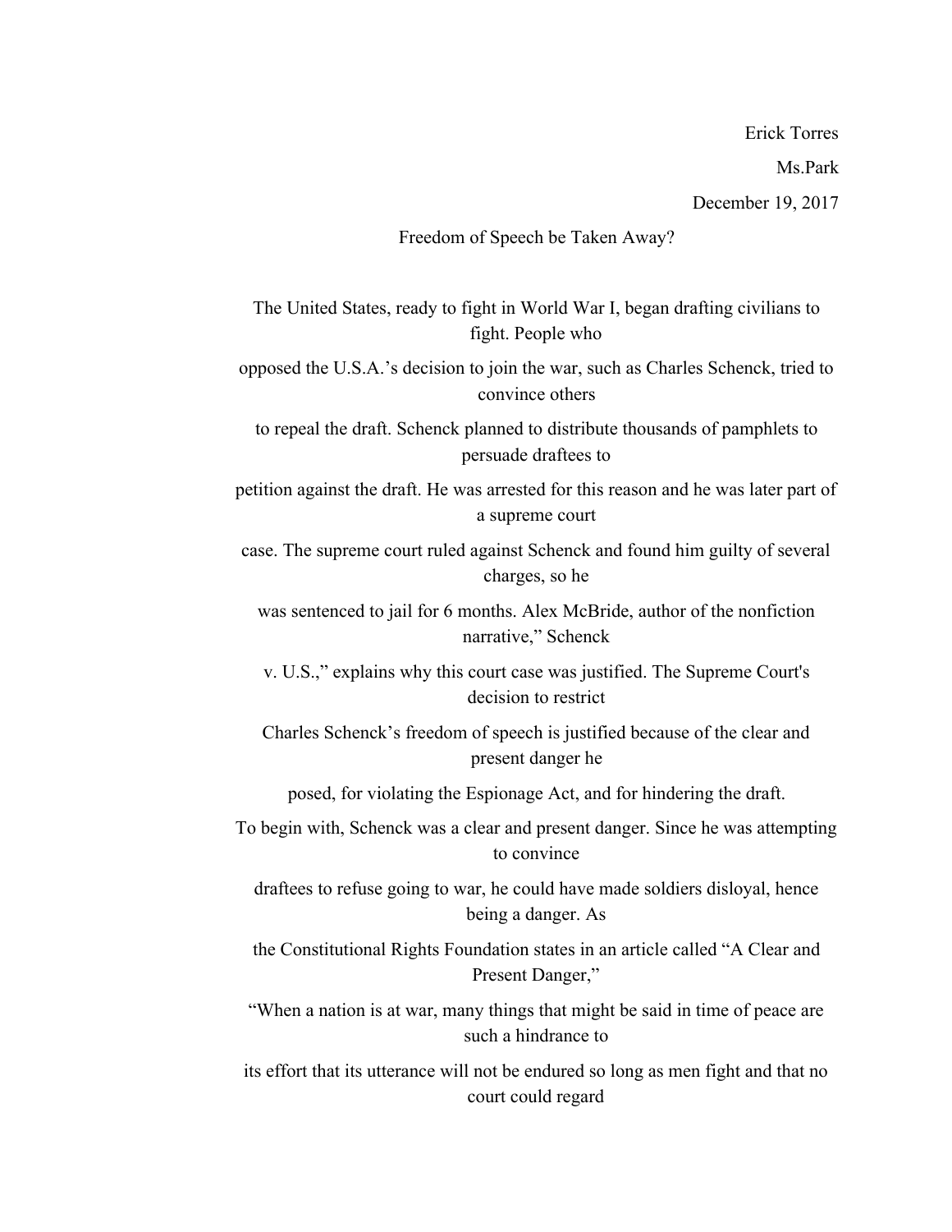Erick Torres

Ms.Park

December 19, 2017

Freedom of Speech be Taken Away?

The United States, ready to fight in World War I, began drafting civilians to fight. People who opposed the U.S.A.'s decision to join the war, such as Charles Schenck, tried to convince others to repeal the draft. Schenck planned to distribute thousands of pamphlets to persuade draftees to petition against the draft. He was arrested for this reason and he was later part of a supreme court case. The supreme court ruled against Schenck and found him guilty of several charges, so he was sentenced to jail for 6 months. Alex McBride, author of the nonfiction narrative," Schenck v. U.S.," explains why this court case was justified. The Supreme Court's decision to restrict Charles Schenck's freedom of speech is justified because of the clear and present danger he posed, for violating the Espionage Act, and for hindering the draft.

To begin with, Schenck was a clear and present danger. Since he was attempting to convince draftees to refuse going to war, he could have made soldiers disloyal, hence being a danger. As the Constitutional Rights Foundation states in an article called "A Clear and Present Danger," "When a nation is at war, many things that might be said in time of peace are such a hindrance to its effort that its utterance will not be endured so long as men fight and that no court could regard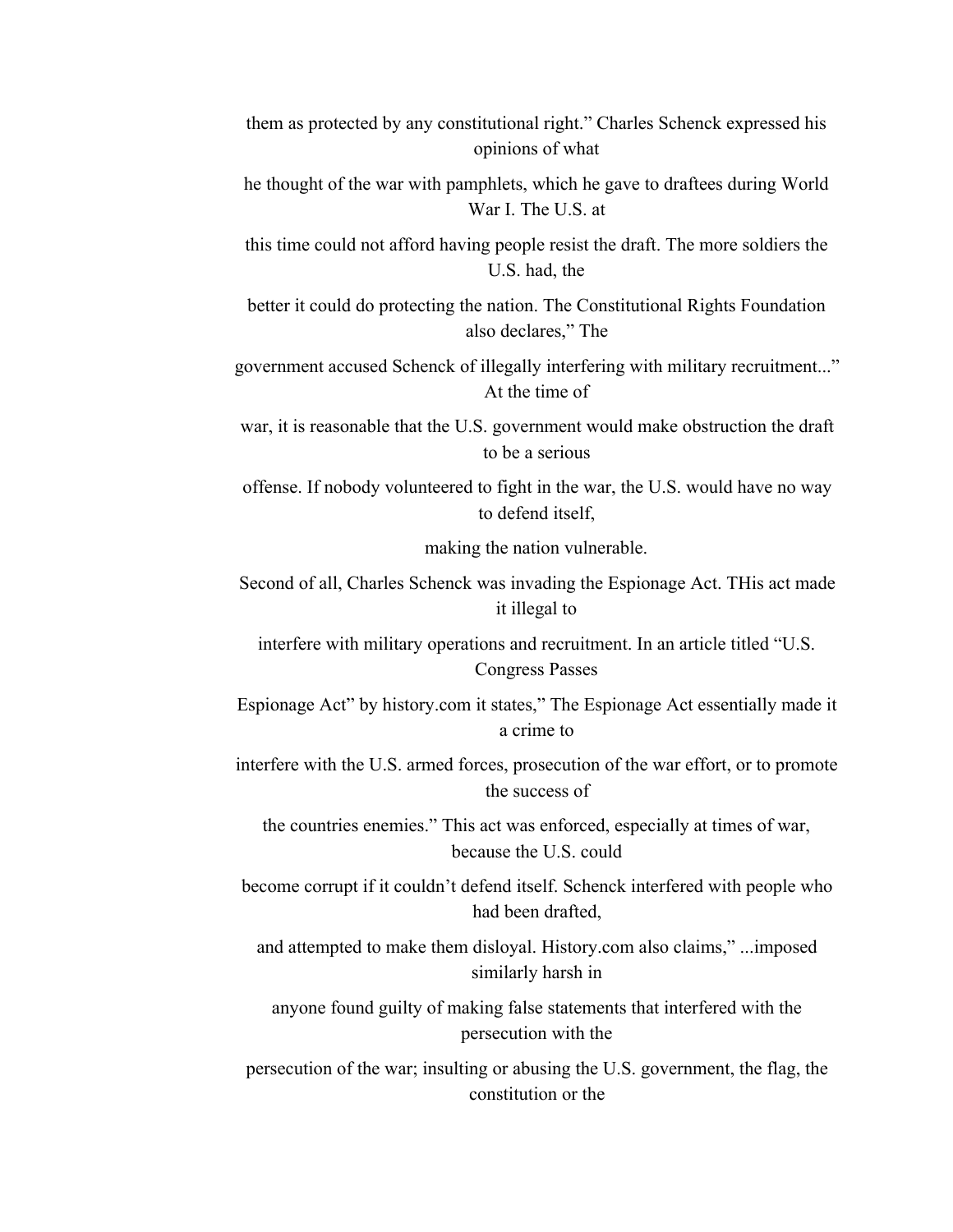them as protected by any constitutional right." Charles Schenck expressed his opinions of what he thought of the war with pamphlets, which he gave to draftees during World War I. The U.S. at this time could not afford having people resist the draft. The more soldiers the U.S. had, the better it could do protecting the nation. The Constitutional Rights Foundation also declares," The government accused Schenck of illegally interfering with military recruitment..." At the time of war, it is reasonable that the U.S. government would make obstruction the draft to be a serious offense. If nobody volunteered to fight in the war, the U.S. would have no way to defend itself, making the nation vulnerable.

Second of all, Charles Schenck was invading the Espionage Act. THis act made it illegal to interfere with military operations and recruitment. In an article titled "U.S. Congress Passes Espionage Act" by history.com it states," The Espionage Act essentially made it a crime to interfere with the U.S. armed forces, prosecution of the war effort, or to promote the success of the countries enemies." This act was enforced, especially at times of war, because the U.S. could become corrupt if it couldn't defend itself. Schenck interfered with people who had been drafted, and attempted to make them disloyal. History.com also claims," ...imposed similarly harsh in anyone found guilty of making false statements that interfered with the persecution with the persecution of the war; insulting or abusing the U.S. government, the flag, the constitution or the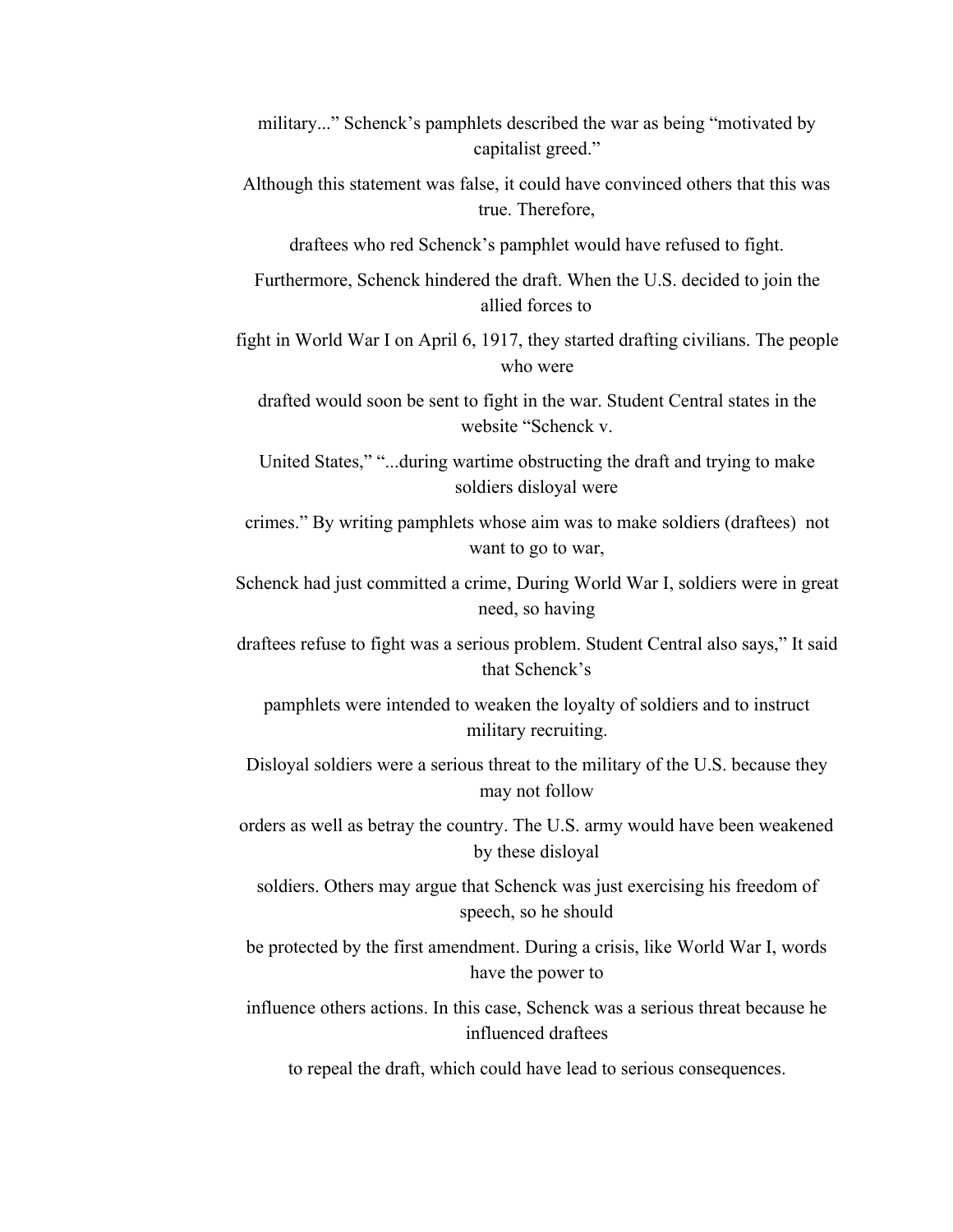military..." Schenck's pamphlets described the war as being "motivated by capitalist greed." Although this statement was false, it could have convinced others that this was true. Therefore, draftees who red Schenck's pamphlet would have refused to fight.

Furthermore, Schenck hindered the draft. When the U.S. decided to join the allied forces to fight in World War I on April 6, 1917, they started drafting civilians. The people who were drafted would soon be sent to fight in the war. Student Central states in the website "Schenck v. United States," "...during wartime obstructing the draft and trying to make soldiers disloyal were crimes." By writing pamphlets whose aim was to make soldiers (draftees) not want to go to war, Schenck had just committed a crime, During World War I, soldiers were in great need, so having draftees refuse to fight was a serious problem. Student Central also says," It said that Schenck's pamphlets were intended to weaken the loyalty of soldiers and to instruct military recruiting. Disloyal soldiers were a serious threat to the military of the U.S. because they may not follow orders as well as betray the country. The U.S. army would have been weakened by these disloyal soldiers. Others may argue that Schenck was just exercising his freedom of speech, so he should be protected by the first amendment. During a crisis, like World War I, words have the power to influence others actions. In this case, Schenck was a serious threat because he influenced draftees to repeal the draft, which could have lead to serious consequences.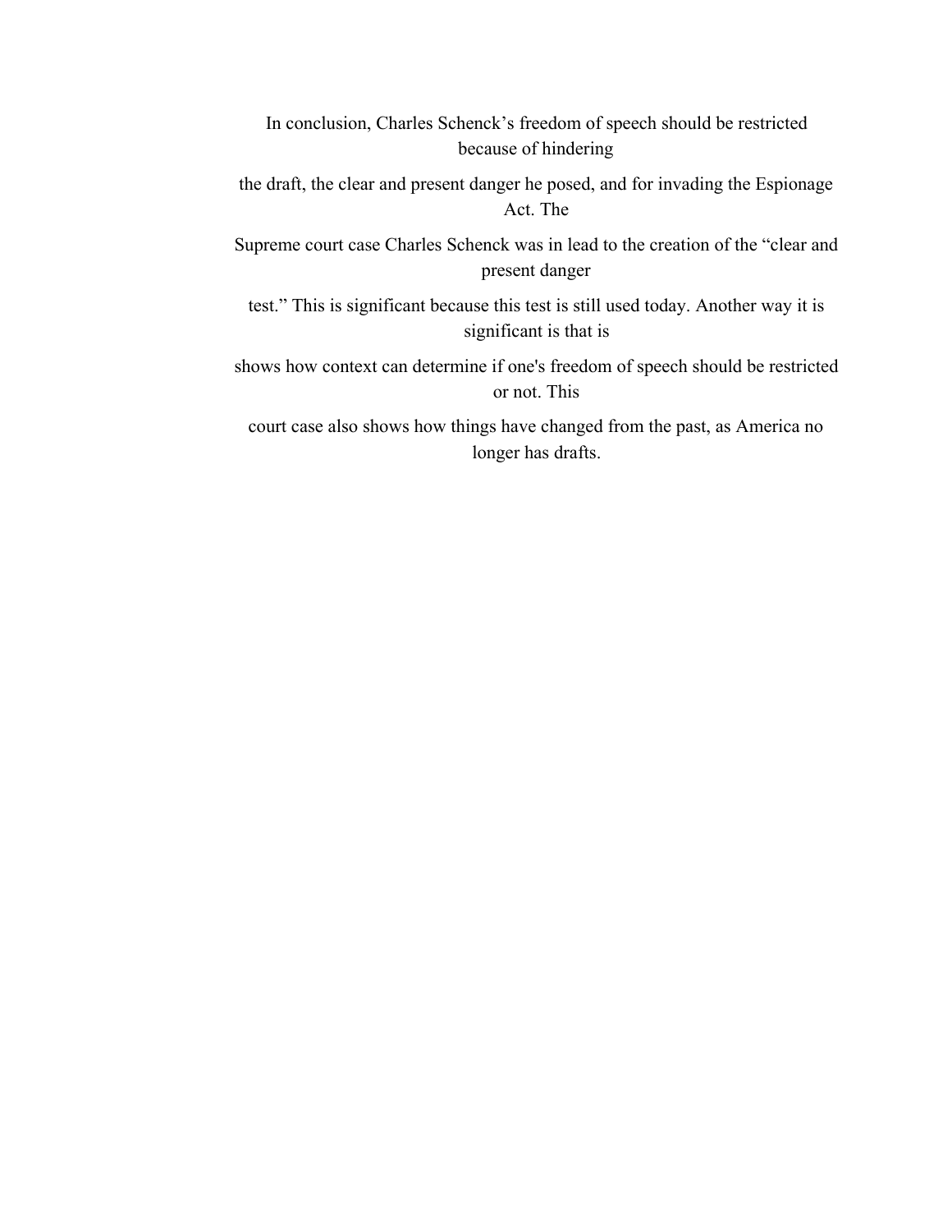In conclusion, Charles Schenck's freedom of speech should be restricted because of hindering the draft, the clear and present danger he posed, and for invading the Espionage Act. The Supreme court case Charles Schenck was in lead to the creation of the "clear and present danger test." This is significant because this test is still used today. Another way it is significant is that is shows how context can determine if one's freedom of speech should be restricted or not. This court case also shows how things have changed from the past, as America no longer has drafts.